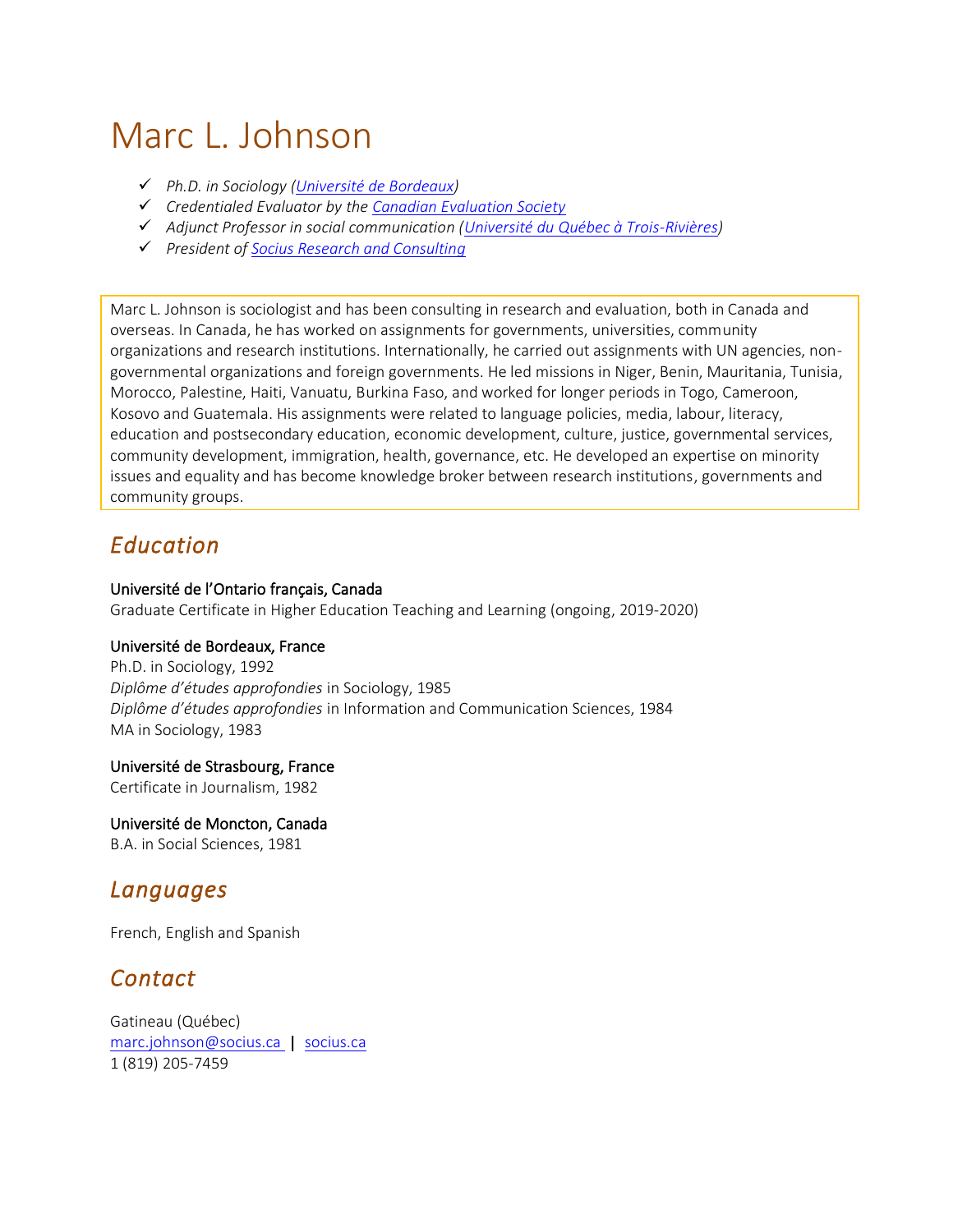# Marc L. Johnson

- ✓ *Ph.D. in Sociology (Université de Bordeaux)*
- ✓ *Credentialed Evaluator by the Canadian Evaluation Society*
- ✓ *Adjunct Professor in social communication (Université du Québec à Trois-Rivières)*
- ✓ *President of Socius Research and Consulting*

Marc L. Johnson is sociologist and has been consulting in research and evaluation, both in Canada and overseas. In Canada, he has worked on assignments for governments, universities, community organizations and research institutions. Internationally, he carried out assignments with UN agencies, non-governmental organizations and foreign governments. He led missions in Niger, Benin, Mauritania, Tunisia, Morocco, Palestine, Haiti, Vanuatu, Burkina Faso, and worked for longer periods in Togo, Cameroon, Kosovo and Guatemala. His assignments were related to language policies, media, labour, literacy, education and postsecondary education, economic development, culture, justice, governmental services, community development, immigration, health, governance, etc. He developed an expertise on minority issues and equality and has become knowledge broker between research institutions, governments and community groups.

## *Education*

Université de l'Ontario français, Canada
Graduate Certificate in Higher Education Teaching and Learning (ongoing, 2019-2020)

Université de Bordeaux, France
Ph.D. in Sociology, 1992
*Diplôme d'études approfondies* in Sociology, 1985
*Diplôme d'études approfondies* in Information and Communication Sciences, 1984
MA in Sociology, 1983

Université de Strasbourg, France
Certificate in Journalism, 1982

Université de Moncton, Canada
B.A. in Social Sciences, 1981

## *Languages*

French, English and Spanish

## *Contact*

Gatineau (Québec)
marc.johnson@socius.ca | socius.ca
1 (819) 205-7459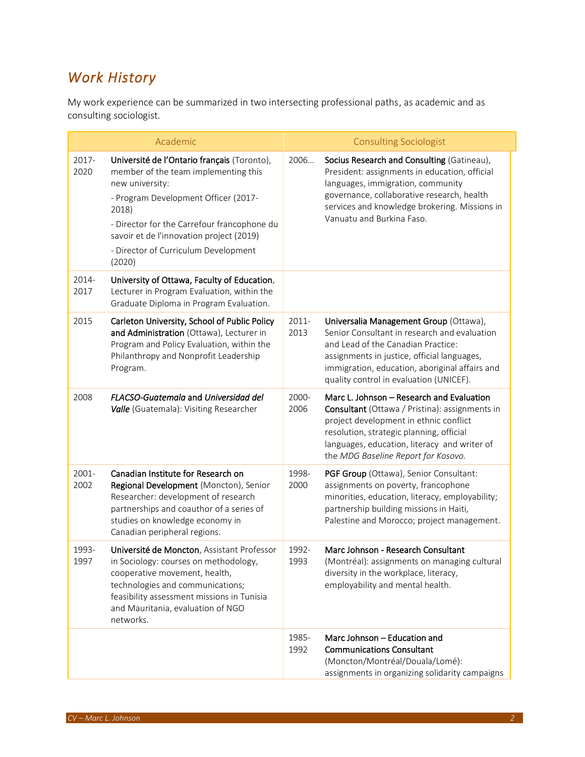## *Work History*

My work experience can be summarized in two intersecting professional paths, as academic and as consulting sociologist.

| Academic | | Consulting Sociologist | |
|---|---|---|---|
| 2017-2020 | **Université de l'Ontario français** (Toronto), member of the team implementing this new university:<br>- Program Development Officer (2017-2018)<br>- Director for the Carrefour francophone du savoir et de l'innovation project (2019)<br>- Director of Curriculum Development (2020) | 2006… | **Socius Research and Consulting** (Gatineau), President: assignments in education, official languages, immigration, community governance, collaborative research, health services and knowledge brokering. Missions in Vanuatu and Burkina Faso. |
| 2014-2017 | **University of Ottawa, Faculty of Education**, Lecturer in Program Evaluation, within the Graduate Diploma in Program Evaluation. | | |
| 2015 | **Carleton University, School of Public Policy and Administration** (Ottawa), Lecturer in Program and Policy Evaluation, within the Philanthropy and Nonprofit Leadership Program. | 2011-2013 | **Universalia Management Group** (Ottawa), Senior Consultant in research and evaluation and Lead of the Canadian Practice: assignments in justice, official languages, immigration, education, aboriginal affairs and quality control in evaluation (UNICEF). |
| 2008 | ***FLACSO-Guatemala* and *Universidad del Valle*** (Guatemala): Visiting Researcher | 2000-2006 | **Marc L. Johnson – Research and Evaluation Consultant** (Ottawa / Pristina): assignments in project development in ethnic conflict resolution, strategic planning, official languages, education, literacy and writer of the *MDG Baseline Report for Kosovo.* |
| 2001-2002 | **Canadian Institute for Research on Regional Development** (Moncton), Senior Researcher: development of research partnerships and coauthor of a series of studies on knowledge economy in Canadian peripheral regions. | 1998-2000 | **PGF Group** (Ottawa), Senior Consultant: assignments on poverty, francophone minorities, education, literacy, employability; partnership building missions in Haiti, Palestine and Morocco; project management. |
| 1993-1997 | **Université de Moncton**, Assistant Professor in Sociology: courses on methodology, cooperative movement, health, technologies and communications; feasibility assessment missions in Tunisia and Mauritania, evaluation of NGO networks. | 1992-1993 | **Marc Johnson - Research Consultant** (Montréal): assignments on managing cultural diversity in the workplace, literacy, employability and mental health. |
| | | 1985-1992 | **Marc Johnson – Education and Communications Consultant** (Moncton/Montréal/Douala/Lomé): assignments in organizing solidarity campaigns |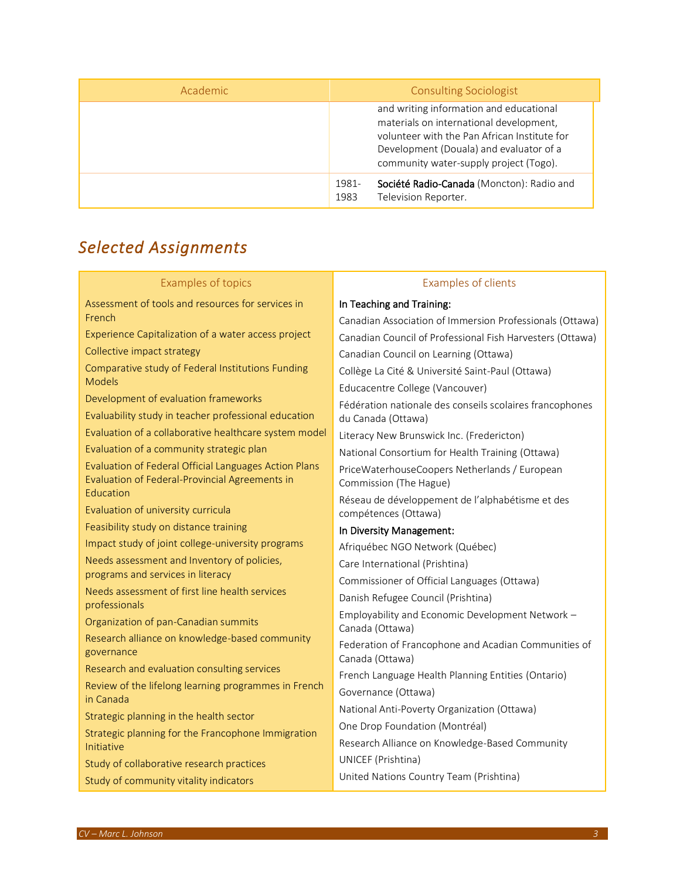| Academic | Consulting Sociologist | |
|---|---|---|
| | | and writing information and educational materials on international development, volunteer with the Pan African Institute for Development (Douala) and evaluator of a community water-supply project (Togo). |
| | 1981-1983 | **Société Radio-Canada** (Moncton): Radio and Television Reporter. |

## *Selected Assignments*

| Examples of topics | Examples of clients |
|---|---|
| Assessment of tools and resources for services in French<br>Experience Capitalization of a water access project<br>Collective impact strategy<br>Comparative study of Federal Institutions Funding Models<br>Development of evaluation frameworks<br>Evaluability study in teacher professional education<br>Evaluation of a collaborative healthcare system model<br>Evaluation of a community strategic plan<br>Evaluation of Federal Official Languages Action Plans<br>Evaluation of Federal-Provincial Agreements in Education<br>Evaluation of university curricula<br>Feasibility study on distance training<br>Impact study of joint college-university programs<br>Needs assessment and Inventory of policies, programs and services in literacy<br>Needs assessment of first line health services professionals<br>Organization of pan-Canadian summits<br>Research alliance on knowledge-based community governance<br>Research and evaluation consulting services<br>Review of the lifelong learning programmes in French in Canada<br>Strategic planning in the health sector<br>Strategic planning for the Francophone Immigration Initiative<br>Study of collaborative research practices<br>Study of community vitality indicators | **In Teaching and Training:**<br>Canadian Association of Immersion Professionals (Ottawa)<br>Canadian Council of Professional Fish Harvesters (Ottawa)<br>Canadian Council on Learning (Ottawa)<br>Collège La Cité & Université Saint-Paul (Ottawa)<br>Educacentre College (Vancouver)<br>Fédération nationale des conseils scolaires francophones du Canada (Ottawa)<br>Literacy New Brunswick Inc. (Fredericton)<br>National Consortium for Health Training (Ottawa)<br>PriceWaterhouseCoopers Netherlands / European Commission (The Hague)<br>Réseau de développement de l'alphabétisme et des compétences (Ottawa)<br>**In Diversity Management:**<br>Afriquébec NGO Network (Québec)<br>Care International (Prishtina)<br>Commissioner of Official Languages (Ottawa)<br>Danish Refugee Council (Prishtina)<br>Employability and Economic Development Network – Canada (Ottawa)<br>Federation of Francophone and Acadian Communities of Canada (Ottawa)<br>French Language Health Planning Entities (Ontario)<br>Governance (Ottawa)<br>National Anti-Poverty Organization (Ottawa)<br>One Drop Foundation (Montréal)<br>Research Alliance on Knowledge-Based Community<br>UNICEF (Prishtina)<br>United Nations Country Team (Prishtina) |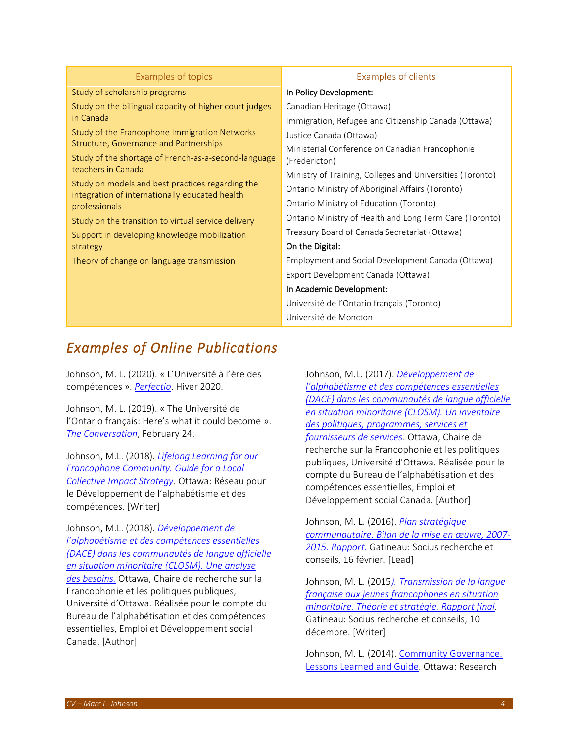| Examples of topics | Examples of clients |
| --- | --- |
| Study of scholarship programs<br>Study on the bilingual capacity of higher court judges in Canada<br>Study of the Francophone Immigration Networks Structure, Governance and Partnerships<br>Study of the shortage of French-as-a-second-language teachers in Canada<br>Study on models and best practices regarding the integration of internationally educated health professionals<br>Study on the transition to virtual service delivery<br>Support in developing knowledge mobilization strategy<br>Theory of change on language transmission | **In Policy Development:**<br>Canadian Heritage (Ottawa)<br>Immigration, Refugee and Citizenship Canada (Ottawa)<br>Justice Canada (Ottawa)<br>Ministerial Conference on Canadian Francophonie (Fredericton)<br>Ministry of Training, Colleges and Universities (Toronto)<br>Ontario Ministry of Aboriginal Affairs (Toronto)<br>Ontario Ministry of Education (Toronto)<br>Ontario Ministry of Health and Long Term Care (Toronto)<br>Treasury Board of Canada Secretariat (Ottawa)<br>**On the Digital:**<br>Employment and Social Development Canada (Ottawa)<br>Export Development Canada (Ottawa)<br>**In Academic Development:**<br>Université de l'Ontario français (Toronto)<br>Université de Moncton |

## *Examples of Online Publications*

Johnson, M. L. (2020). « L'Université à l'ère des compétences ». *Perfectio*. Hiver 2020.

Johnson, M. L. (2019). « The Université de l'Ontario français: Here's what it could become ». *The Conversation*, February 24.

Johnson, M.L. (2018). *Lifelong Learning for our Francophone Community. Guide for a Local Collective Impact Strategy*. Ottawa: Réseau pour le Développement de l'alphabétisme et des compétences. [Writer]

Johnson, M.L. (2018). *Développement de l'alphabétisme et des compétences essentielles (DACE) dans les communautés de langue officielle en situation minoritaire (CLOSM). Une analyse des besoins.* Ottawa, Chaire de recherche sur la Francophonie et les politiques publiques, Université d'Ottawa. Réalisée pour le compte du Bureau de l'alphabétisation et des compétences essentielles, Emploi et Développement social Canada. [Author]

Johnson, M.L. (2017). *Développement de l'alphabétisme et des compétences essentielles (DACE) dans les communautés de langue officielle en situation minoritaire (CLOSM). Un inventaire des politiques, programmes, services et fournisseurs de services*. Ottawa, Chaire de recherche sur la Francophonie et les politiques publiques, Université d'Ottawa. Réalisée pour le compte du Bureau de l'alphabétisation et des compétences essentielles, Emploi et Développement social Canada. [Author]

Johnson, M. L. (2016). *Plan stratégique communautaire. Bilan de la mise en œuvre, 2007-2015. Rapport.* Gatineau: Socius recherche et conseils, 16 février. [Lead]

Johnson, M. L. (2015*). Transmission de la langue française aux jeunes francophones en situation minoritaire. Théorie et stratégie. Rapport final*. Gatineau: Socius recherche et conseils, 10 décembre. [Writer]

Johnson, M. L. (2014). Community Governance. Lessons Learned and Guide. Ottawa: Research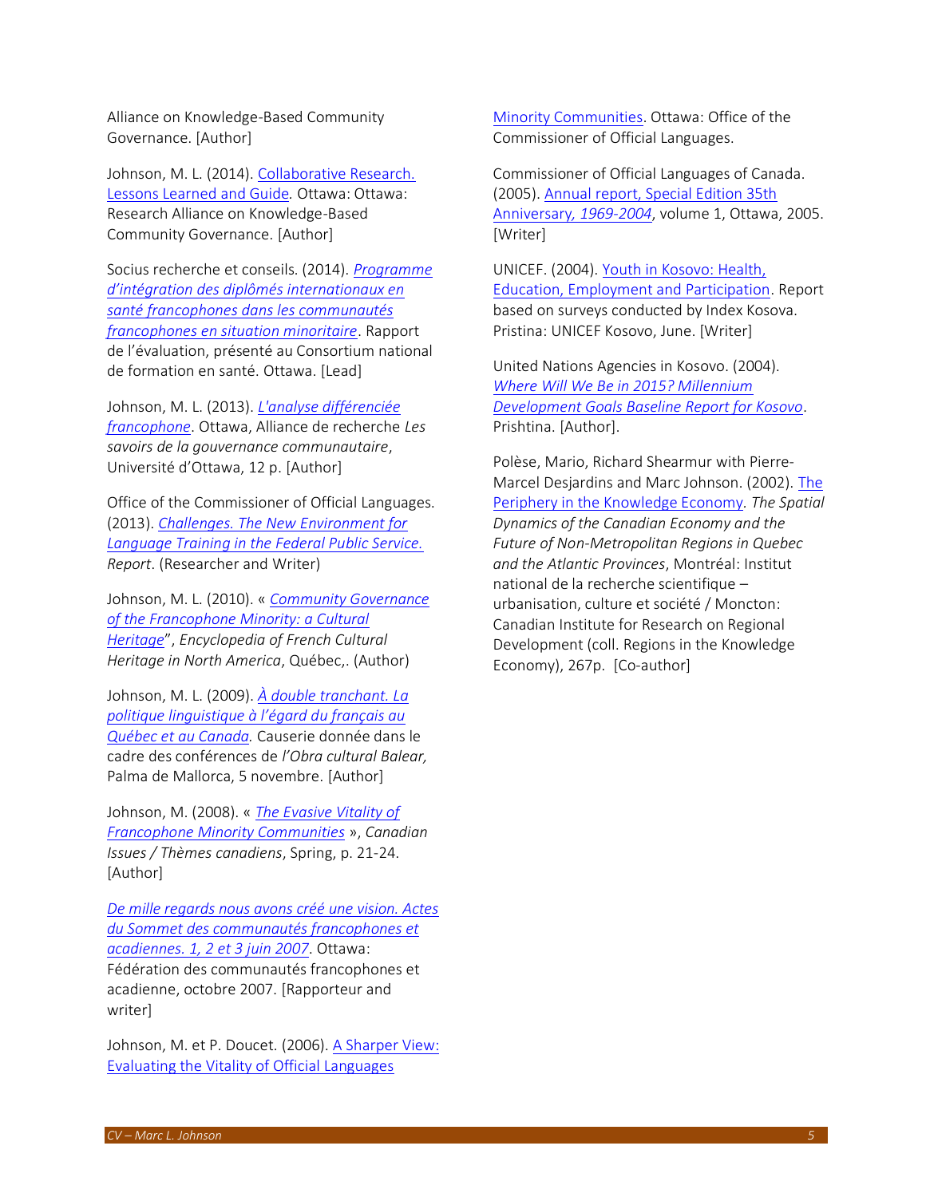Alliance on Knowledge-Based Community Governance. [Author]

Johnson, M. L. (2014). Collaborative Research. Lessons Learned and Guide. Ottawa: Ottawa: Research Alliance on Knowledge-Based Community Governance. [Author]

Socius recherche et conseils. (2014). *Programme d'intégration des diplômés internationaux en santé francophones dans les communautés francophones en situation minoritaire*. Rapport de l'évaluation, présenté au Consortium national de formation en santé. Ottawa. [Lead]

Johnson, M. L. (2013). *L'analyse différenciée francophone*. Ottawa, Alliance de recherche *Les savoirs de la gouvernance communautaire*, Université d'Ottawa, 12 p. [Author]

Office of the Commissioner of Official Languages. (2013). *Challenges. The New Environment for Language Training in the Federal Public Service. Report*. (Researcher and Writer)

Johnson, M. L. (2010). « *Community Governance of the Francophone Minority: a Cultural Heritage*", *Encyclopedia of French Cultural Heritage in North America*, Québec,. (Author)

Johnson, M. L. (2009). *À double tranchant. La politique linguistique à l'égard du français au Québec et au Canada.* Causerie donnée dans le cadre des conférences de *l'Obra cultural Balear,* Palma de Mallorca, 5 novembre. [Author]

Johnson, M. (2008). « *The Evasive Vitality of Francophone Minority Communities* », *Canadian Issues / Thèmes canadiens*, Spring, p. 21-24. [Author]

*De mille regards nous avons créé une vision. Actes du Sommet des communautés francophones et acadiennes. 1, 2 et 3 juin 2007*. Ottawa: Fédération des communautés francophones et acadienne, octobre 2007. [Rapporteur and writer]

Johnson, M. et P. Doucet. (2006). A Sharper View: Evaluating the Vitality of Official Languages Minority Communities. Ottawa: Office of the Commissioner of Official Languages.

Commissioner of Official Languages of Canada. (2005). Annual report, Special Edition 35th Anniversary, *1969-2004*, volume 1, Ottawa, 2005. [Writer]

UNICEF. (2004). Youth in Kosovo: Health, Education, Employment and Participation. Report based on surveys conducted by Index Kosova. Pristina: UNICEF Kosovo, June. [Writer]

United Nations Agencies in Kosovo. (2004). *Where Will We Be in 2015? Millennium Development Goals Baseline Report for Kosovo*. Prishtina. [Author].

Polèse, Mario, Richard Shearmur with Pierre-Marcel Desjardins and Marc Johnson. (2002). The Periphery in the Knowledge Economy. *The Spatial Dynamics of the Canadian Economy and the Future of Non-Metropolitan Regions in Quebec and the Atlantic Provinces*, Montréal: Institut national de la recherche scientifique – urbanisation, culture et société / Moncton: Canadian Institute for Research on Regional Development (coll. Regions in the Knowledge Economy), 267p. [Co-author]